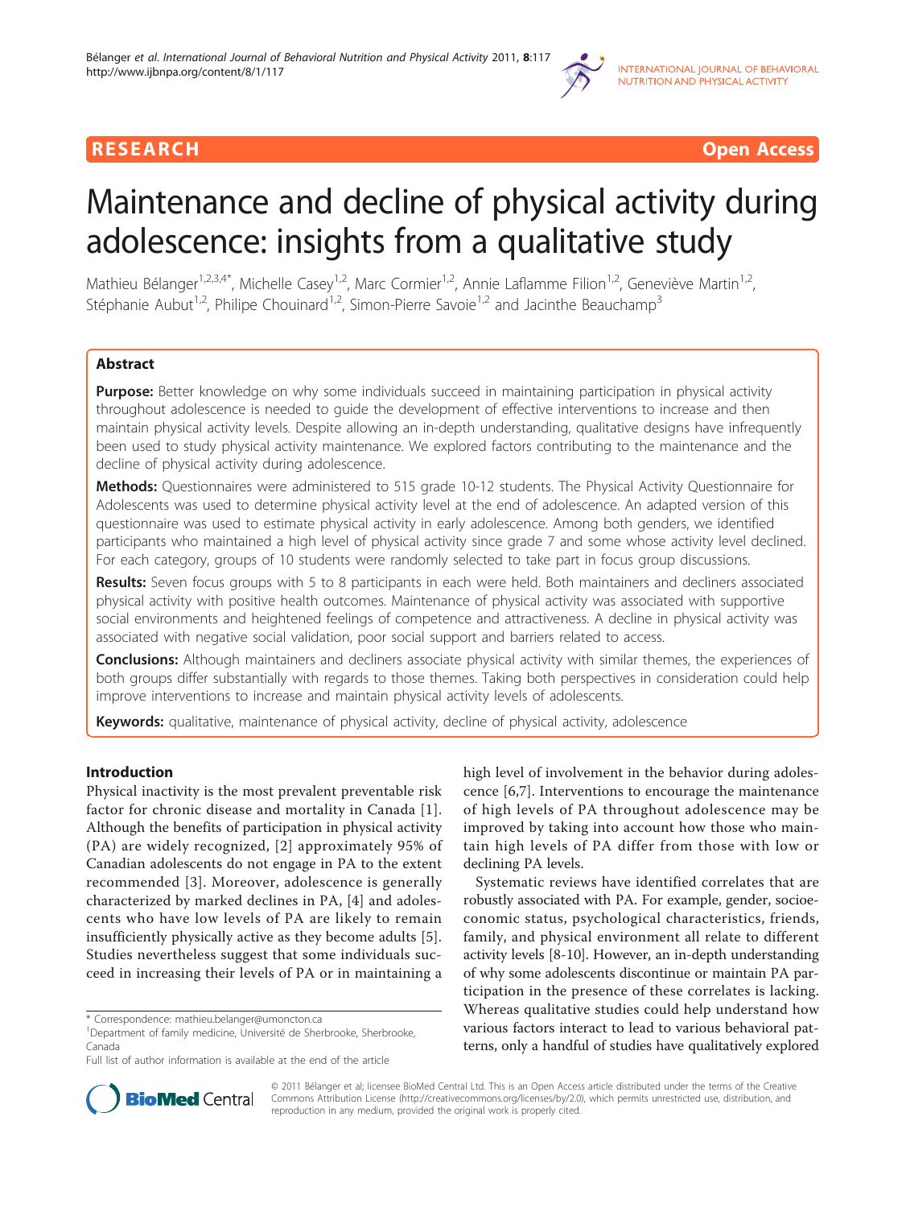**RESEARCH** **Open Access**

# Maintenance and decline of physical activity during adolescence: insights from a qualitative study

Mathieu Bélanger[1,2,3,4*], Michelle Casey[1,2], Marc Cormier[1,2], Annie Laflamme Filion[1,2], Geneviève Martin[1,2], Stéphanie Aubut[1,2], Philipe Chouinard[1,2], Simon-Pierre Savoie[1,2] and Jacinthe Beauchamp[3]

## Abstract

**Purpose:** Better knowledge on why some individuals succeed in maintaining participation in physical activity throughout adolescence is needed to guide the development of effective interventions to increase and then maintain physical activity levels. Despite allowing an in-depth understanding, qualitative designs have infrequently been used to study physical activity maintenance. We explored factors contributing to the maintenance and the decline of physical activity during adolescence.

**Methods:** Questionnaires were administered to 515 grade 10-12 students. The Physical Activity Questionnaire for Adolescents was used to determine physical activity level at the end of adolescence. An adapted version of this questionnaire was used to estimate physical activity in early adolescence. Among both genders, we identified participants who maintained a high level of physical activity since grade 7 and some whose activity level declined. For each category, groups of 10 students were randomly selected to take part in focus group discussions.

**Results:** Seven focus groups with 5 to 8 participants in each were held. Both maintainers and decliners associated physical activity with positive health outcomes. Maintenance of physical activity was associated with supportive social environments and heightened feelings of competence and attractiveness. A decline in physical activity was associated with negative social validation, poor social support and barriers related to access.

**Conclusions:** Although maintainers and decliners associate physical activity with similar themes, the experiences of both groups differ substantially with regards to those themes. Taking both perspectives in consideration could help improve interventions to increase and maintain physical activity levels of adolescents.

**Keywords:** qualitative, maintenance of physical activity, decline of physical activity, adolescence

## Introduction

Physical inactivity is the most prevalent preventable risk factor for chronic disease and mortality in Canada [1]. Although the benefits of participation in physical activity (PA) are widely recognized, [2] approximately 95% of Canadian adolescents do not engage in PA to the extent recommended [3]. Moreover, adolescence is generally characterized by marked declines in PA, [4] and adolescents who have low levels of PA are likely to remain insufficiently physically active as they become adults [5]. Studies nevertheless suggest that some individuals succeed in increasing their levels of PA or in maintaining a high level of involvement in the behavior during adolescence [6,7]. Interventions to encourage the maintenance of high levels of PA throughout adolescence may be improved by taking into account how those who maintain high levels of PA differ from those with low or declining PA levels.

Systematic reviews have identified correlates that are robustly associated with PA. For example, gender, socioeconomic status, psychological characteristics, friends, family, and physical environment all relate to different activity levels [8-10]. However, an in-depth understanding of why some adolescents discontinue or maintain PA participation in the presence of these correlates is lacking. Whereas qualitative studies could help understand how various factors interact to lead to various behavioral patterns, only a handful of studies have qualitatively explored

\* Correspondence: mathieu.belanger@umoncton.ca
[1]Department of family medicine, Université de Sherbrooke, Sherbrooke, Canada
Full list of author information is available at the end of the article

© 2011 Bélanger et al; licensee BioMed Central Ltd. This is an Open Access article distributed under the terms of the Creative Commons Attribution License (http://creativecommons.org/licenses/by/2.0), which permits unrestricted use, distribution, and reproduction in any medium, provided the original work is properly cited.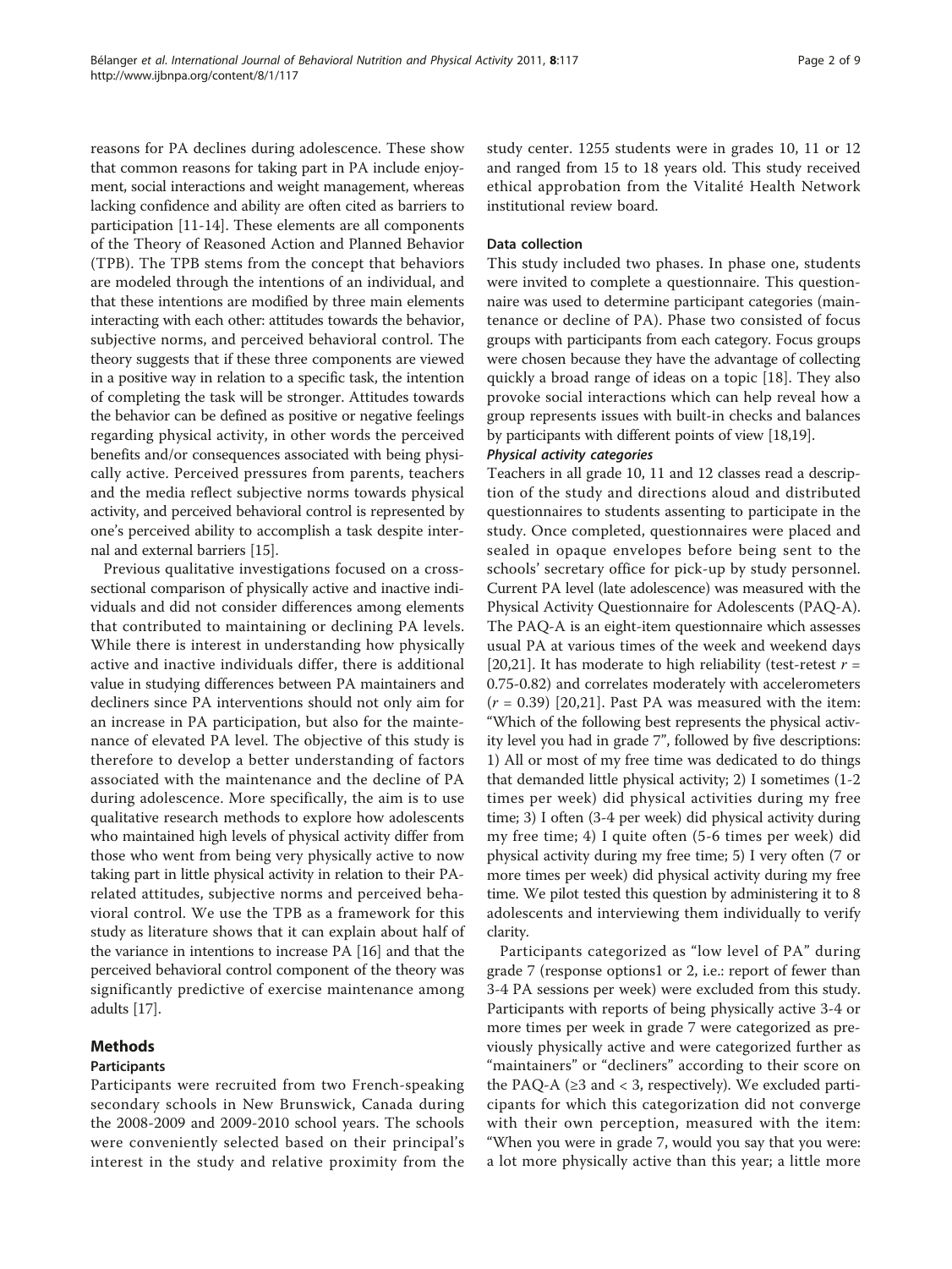reasons for PA declines during adolescence. These show that common reasons for taking part in PA include enjoyment, social interactions and weight management, whereas lacking confidence and ability are often cited as barriers to participation [11-14]. These elements are all components of the Theory of Reasoned Action and Planned Behavior (TPB). The TPB stems from the concept that behaviors are modeled through the intentions of an individual, and that these intentions are modified by three main elements interacting with each other: attitudes towards the behavior, subjective norms, and perceived behavioral control. The theory suggests that if these three components are viewed in a positive way in relation to a specific task, the intention of completing the task will be stronger. Attitudes towards the behavior can be defined as positive or negative feelings regarding physical activity, in other words the perceived benefits and/or consequences associated with being physically active. Perceived pressures from parents, teachers and the media reflect subjective norms towards physical activity, and perceived behavioral control is represented by one's perceived ability to accomplish a task despite internal and external barriers [15].

Previous qualitative investigations focused on a cross-sectional comparison of physically active and inactive individuals and did not consider differences among elements that contributed to maintaining or declining PA levels. While there is interest in understanding how physically active and inactive individuals differ, there is additional value in studying differences between PA maintainers and decliners since PA interventions should not only aim for an increase in PA participation, but also for the maintenance of elevated PA level. The objective of this study is therefore to develop a better understanding of factors associated with the maintenance and the decline of PA during adolescence. More specifically, the aim is to use qualitative research methods to explore how adolescents who maintained high levels of physical activity differ from those who went from being very physically active to now taking part in little physical activity in relation to their PA-related attitudes, subjective norms and perceived behavioral control. We use the TPB as a framework for this study as literature shows that it can explain about half of the variance in intentions to increase PA [16] and that the perceived behavioral control component of the theory was significantly predictive of exercise maintenance among adults [17].

## Methods

### Participants

Participants were recruited from two French-speaking secondary schools in New Brunswick, Canada during the 2008-2009 and 2009-2010 school years. The schools were conveniently selected based on their principal's interest in the study and relative proximity from the study center. 1255 students were in grades 10, 11 or 12 and ranged from 15 to 18 years old. This study received ethical approbation from the Vitalité Health Network institutional review board.

### Data collection

This study included two phases. In phase one, students were invited to complete a questionnaire. This questionnaire was used to determine participant categories (maintenance or decline of PA). Phase two consisted of focus groups with participants from each category. Focus groups were chosen because they have the advantage of collecting quickly a broad range of ideas on a topic [18]. They also provoke social interactions which can help reveal how a group represents issues with built-in checks and balances by participants with different points of view [18,19].

#### *Physical activity categories*

Teachers in all grade 10, 11 and 12 classes read a description of the study and directions aloud and distributed questionnaires to students assenting to participate in the study. Once completed, questionnaires were placed and sealed in opaque envelopes before being sent to the schools' secretary office for pick-up by study personnel. Current PA level (late adolescence) was measured with the Physical Activity Questionnaire for Adolescents (PAQ-A). The PAQ-A is an eight-item questionnaire which assesses usual PA at various times of the week and weekend days [20,21]. It has moderate to high reliability (test-retest $r$ = 0.75-0.82) and correlates moderately with accelerometers ($r$ = 0.39) [20,21]. Past PA was measured with the item: "Which of the following best represents the physical activity level you had in grade 7", followed by five descriptions: 1) All or most of my free time was dedicated to do things that demanded little physical activity; 2) I sometimes (1-2 times per week) did physical activities during my free time; 3) I often (3-4 per week) did physical activity during my free time; 4) I quite often (5-6 times per week) did physical activity during my free time; 5) I very often (7 or more times per week) did physical activity during my free time. We pilot tested this question by administering it to 8 adolescents and interviewing them individually to verify clarity.

Participants categorized as "low level of PA" during grade 7 (response options1 or 2, i.e.: report of fewer than 3-4 PA sessions per week) were excluded from this study. Participants with reports of being physically active 3-4 or more times per week in grade 7 were categorized as previously physically active and were categorized further as "maintainers" or "decliners" according to their score on the PAQ-A (≥3 and < 3, respectively). We excluded participants for which this categorization did not converge with their own perception, measured with the item: "When you were in grade 7, would you say that you were: a lot more physically active than this year; a little more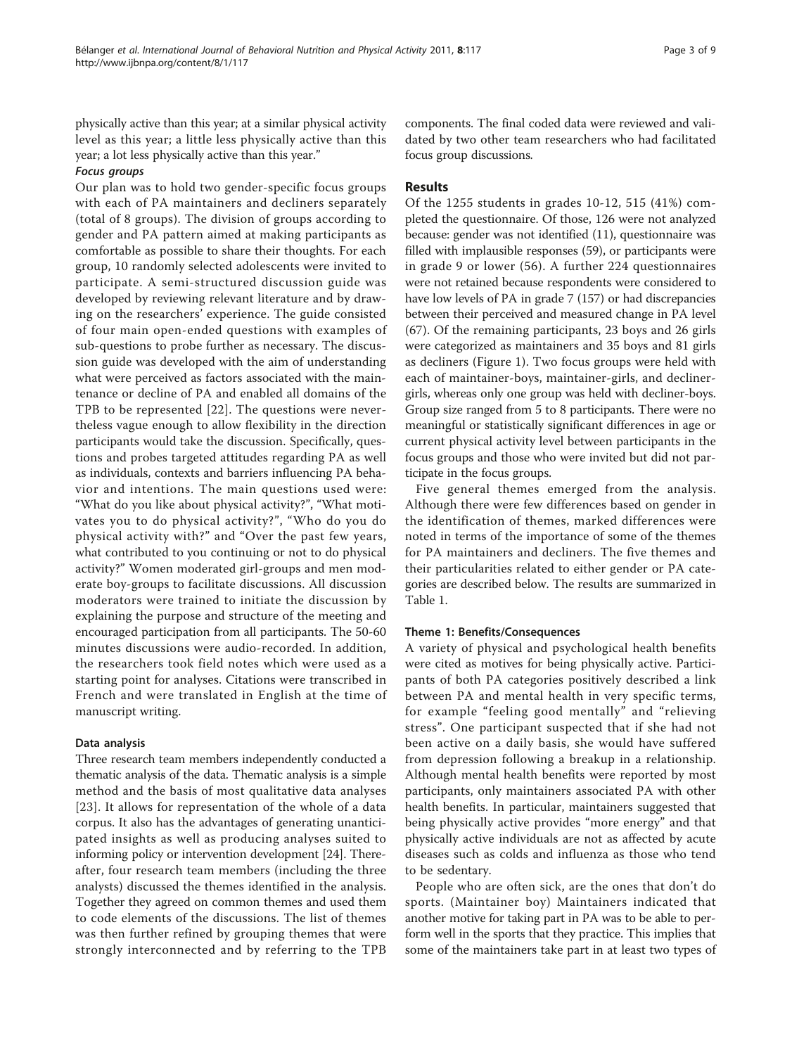physically active than this year; at a similar physical activity level as this year; a little less physically active than this year; a lot less physically active than this year."

#### *Focus groups*

Our plan was to hold two gender-specific focus groups with each of PA maintainers and decliners separately (total of 8 groups). The division of groups according to gender and PA pattern aimed at making participants as comfortable as possible to share their thoughts. For each group, 10 randomly selected adolescents were invited to participate. A semi-structured discussion guide was developed by reviewing relevant literature and by drawing on the researchers' experience. The guide consisted of four main open-ended questions with examples of sub-questions to probe further as necessary. The discussion guide was developed with the aim of understanding what were perceived as factors associated with the maintenance or decline of PA and enabled all domains of the TPB to be represented [22]. The questions were nevertheless vague enough to allow flexibility in the direction participants would take the discussion. Specifically, questions and probes targeted attitudes regarding PA as well as individuals, contexts and barriers influencing PA behavior and intentions. The main questions used were: "What do you like about physical activity?", "What motivates you to do physical activity?", "Who do you do physical activity with?" and "Over the past few years, what contributed to you continuing or not to do physical activity?" Women moderated girl-groups and men moderate boy-groups to facilitate discussions. All discussion moderators were trained to initiate the discussion by explaining the purpose and structure of the meeting and encouraged participation from all participants. The 50-60 minutes discussions were audio-recorded. In addition, the researchers took field notes which were used as a starting point for analyses. Citations were transcribed in French and were translated in English at the time of manuscript writing.

### Data analysis

Three research team members independently conducted a thematic analysis of the data. Thematic analysis is a simple method and the basis of most qualitative data analyses [23]. It allows for representation of the whole of a data corpus. It also has the advantages of generating unanticipated insights as well as producing analyses suited to informing policy or intervention development [24]. Thereafter, four research team members (including the three analysts) discussed the themes identified in the analysis. Together they agreed on common themes and used them to code elements of the discussions. The list of themes was then further refined by grouping themes that were strongly interconnected and by referring to the TPB components. The final coded data were reviewed and validated by two other team researchers who had facilitated focus group discussions.

## Results

Of the 1255 students in grades 10-12, 515 (41%) completed the questionnaire. Of those, 126 were not analyzed because: gender was not identified (11), questionnaire was filled with implausible responses (59), or participants were in grade 9 or lower (56). A further 224 questionnaires were not retained because respondents were considered to have low levels of PA in grade 7 (157) or had discrepancies between their perceived and measured change in PA level (67). Of the remaining participants, 23 boys and 26 girls were categorized as maintainers and 35 boys and 81 girls as decliners (Figure 1). Two focus groups were held with each of maintainer-boys, maintainer-girls, and decliner-girls, whereas only one group was held with decliner-boys. Group size ranged from 5 to 8 participants. There were no meaningful or statistically significant differences in age or current physical activity level between participants in the focus groups and those who were invited but did not participate in the focus groups.

Five general themes emerged from the analysis. Although there were few differences based on gender in the identification of themes, marked differences were noted in terms of the importance of some of the themes for PA maintainers and decliners. The five themes and their particularities related to either gender or PA categories are described below. The results are summarized in Table 1.

### Theme 1: Benefits/Consequences

A variety of physical and psychological health benefits were cited as motives for being physically active. Participants of both PA categories positively described a link between PA and mental health in very specific terms, for example "feeling good mentally" and "relieving stress". One participant suspected that if she had not been active on a daily basis, she would have suffered from depression following a breakup in a relationship. Although mental health benefits were reported by most participants, only maintainers associated PA with other health benefits. In particular, maintainers suggested that being physically active provides "more energy" and that physically active individuals are not as affected by acute diseases such as colds and influenza as those who tend to be sedentary.

People who are often sick, are the ones that don't do sports. (Maintainer boy) Maintainers indicated that another motive for taking part in PA was to be able to perform well in the sports that they practice. This implies that some of the maintainers take part in at least two types of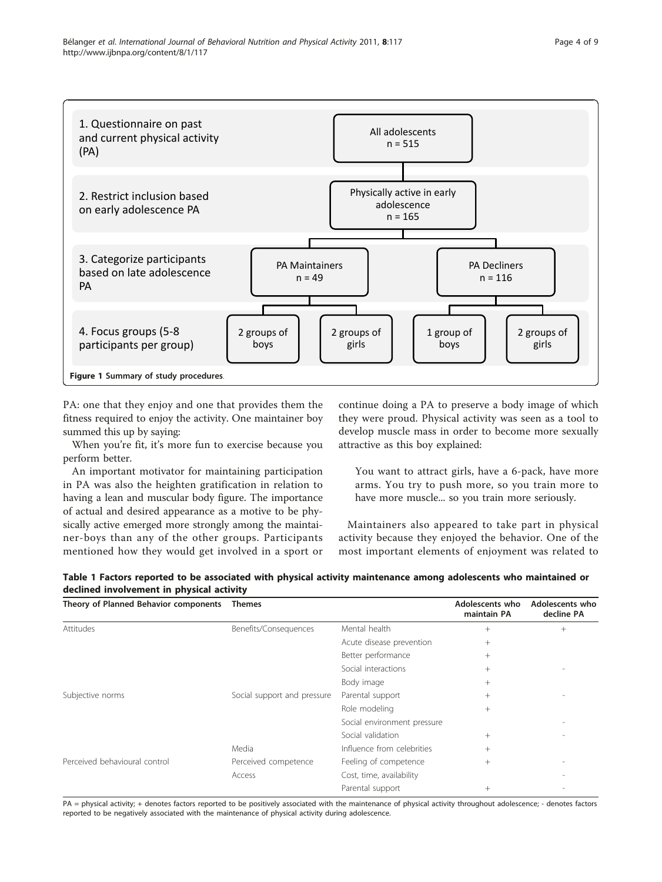1. Questionnaire on past and current physical activity (PA) — All adolescents n = 515

2. Restrict inclusion based on early adolescence PA — Physically active in early adolescence n = 165

3. Categorize participants based on late adolescence PA — PA Maintainers n = 49; PA Decliners n = 116

4. Focus groups (5-8 participants per group) — PA Maintainers: 2 groups of boys, 2 groups of girls; PA Decliners: 1 group of boys, 2 groups of girls

**Figure 1 Summary of study procedures**.

PA: one that they enjoy and one that provides them the fitness required to enjoy the activity. One maintainer boy summed this up by saying:

When you're fit, it's more fun to exercise because you perform better.

An important motivator for maintaining participation in PA was also the heighten gratification in relation to having a lean and muscular body figure. The importance of actual and desired appearance as a motive to be physically active emerged more strongly among the maintainer-boys than any of the other groups. Participants mentioned how they would get involved in a sport or continue doing a PA to preserve a body image of which they were proud. Physical activity was seen as a tool to develop muscle mass in order to become more sexually attractive as this boy explained:

> You want to attract girls, have a 6-pack, have more arms. You try to push more, so you train more to have more muscle... so you train more seriously.

Maintainers also appeared to take part in physical activity because they enjoyed the behavior. One of the most important elements of enjoyment was related to

**Table 1 Factors reported to be associated with physical activity maintenance among adolescents who maintained or declined involvement in physical activity**

| Theory of Planned Behavior components | Themes | | Adolescents who maintain PA | Adolescents who decline PA |
|---|---|---|---|---|
| Attitudes | Benefits/Consequences | Mental health | + | + |
| | | Acute disease prevention | + | |
| | | Better performance | + | |
| | | Social interactions | + | - |
| | | Body image | + | |
| Subjective norms | Social support and pressure | Parental support | + | - |
| | | Role modeling | + | |
| | | Social environment pressure | | - |
| | | Social validation | + | - |
| | Media | Influence from celebrities | + | |
| Perceived behavioural control | Perceived competence | Feeling of competence | + | - |
| | Access | Cost, time, availability | | - |
| | | Parental support | + | - |

PA = physical activity; + denotes factors reported to be positively associated with the maintenance of physical activity throughout adolescence; - denotes factors reported to be negatively associated with the maintenance of physical activity during adolescence.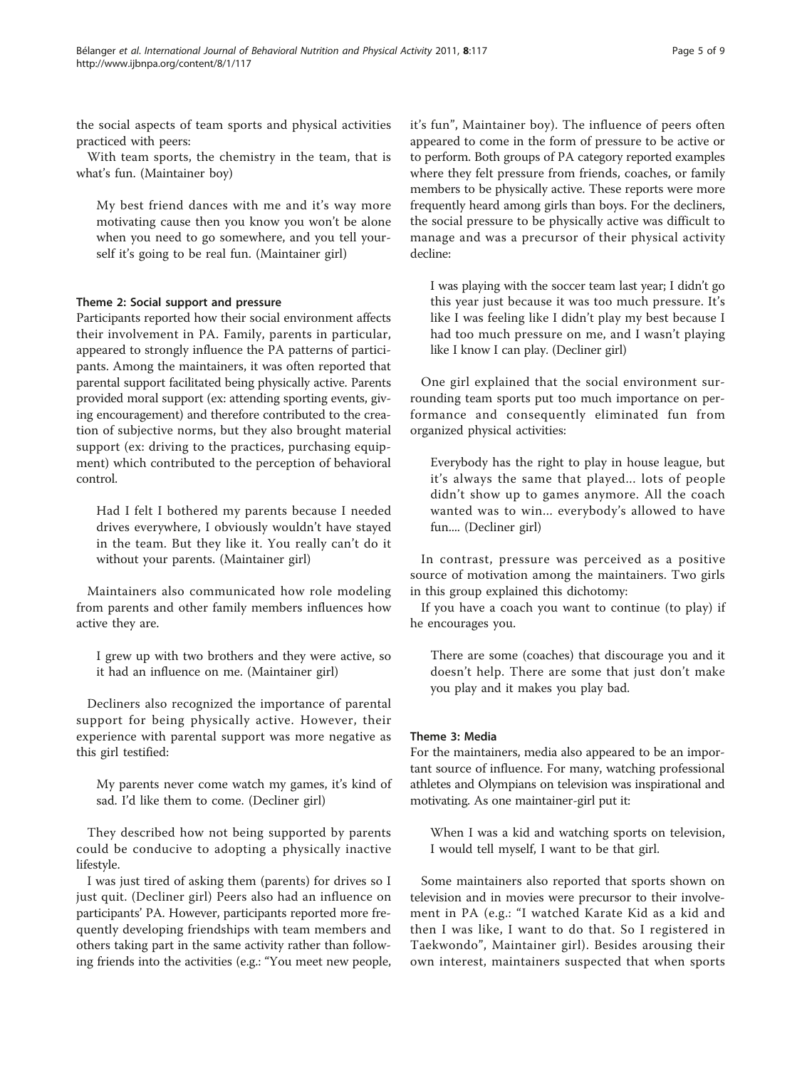the social aspects of team sports and physical activities practiced with peers:

With team sports, the chemistry in the team, that is what's fun. (Maintainer boy)

> My best friend dances with me and it's way more motivating cause then you know you won't be alone when you need to go somewhere, and you tell yourself it's going to be real fun. (Maintainer girl)

#### Theme 2: Social support and pressure

Participants reported how their social environment affects their involvement in PA. Family, parents in particular, appeared to strongly influence the PA patterns of participants. Among the maintainers, it was often reported that parental support facilitated being physically active. Parents provided moral support (ex: attending sporting events, giving encouragement) and therefore contributed to the creation of subjective norms, but they also brought material support (ex: driving to the practices, purchasing equipment) which contributed to the perception of behavioral control.

> Had I felt I bothered my parents because I needed drives everywhere, I obviously wouldn't have stayed in the team. But they like it. You really can't do it without your parents. (Maintainer girl)

Maintainers also communicated how role modeling from parents and other family members influences how active they are.

> I grew up with two brothers and they were active, so it had an influence on me. (Maintainer girl)

Decliners also recognized the importance of parental support for being physically active. However, their experience with parental support was more negative as this girl testified:

> My parents never come watch my games, it's kind of sad. I'd like them to come. (Decliner girl)

They described how not being supported by parents could be conducive to adopting a physically inactive lifestyle.

I was just tired of asking them (parents) for drives so I just quit. (Decliner girl) Peers also had an influence on participants' PA. However, participants reported more frequently developing friendships with team members and others taking part in the same activity rather than following friends into the activities (e.g.: "You meet new people, it's fun", Maintainer boy). The influence of peers often appeared to come in the form of pressure to be active or to perform. Both groups of PA category reported examples where they felt pressure from friends, coaches, or family members to be physically active. These reports were more frequently heard among girls than boys. For the decliners, the social pressure to be physically active was difficult to manage and was a precursor of their physical activity decline:

> I was playing with the soccer team last year; I didn't go this year just because it was too much pressure. It's like I was feeling like I didn't play my best because I had too much pressure on me, and I wasn't playing like I know I can play. (Decliner girl)

One girl explained that the social environment surrounding team sports put too much importance on performance and consequently eliminated fun from organized physical activities:

> Everybody has the right to play in house league, but it's always the same that played... lots of people didn't show up to games anymore. All the coach wanted was to win... everybody's allowed to have fun.... (Decliner girl)

In contrast, pressure was perceived as a positive source of motivation among the maintainers. Two girls in this group explained this dichotomy:

If you have a coach you want to continue (to play) if he encourages you.

> There are some (coaches) that discourage you and it doesn't help. There are some that just don't make you play and it makes you play bad.

#### Theme 3: Media

For the maintainers, media also appeared to be an important source of influence. For many, watching professional athletes and Olympians on television was inspirational and motivating. As one maintainer-girl put it:

> When I was a kid and watching sports on television, I would tell myself, I want to be that girl.

Some maintainers also reported that sports shown on television and in movies were precursor to their involvement in PA (e.g.: "I watched Karate Kid as a kid and then I was like, I want to do that. So I registered in Taekwondo", Maintainer girl). Besides arousing their own interest, maintainers suspected that when sports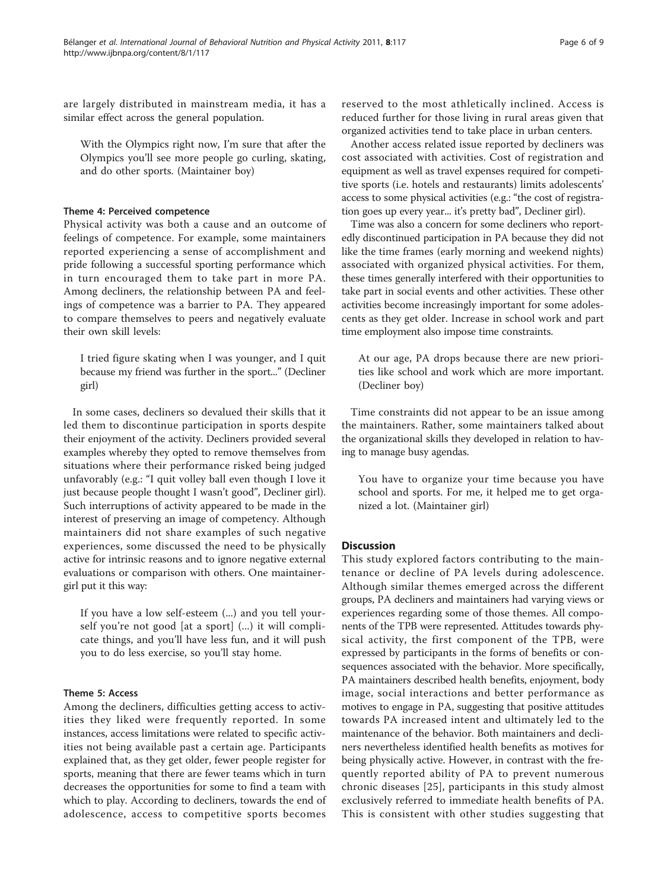are largely distributed in mainstream media, it has a similar effect across the general population.

> With the Olympics right now, I'm sure that after the Olympics you'll see more people go curling, skating, and do other sports. (Maintainer boy)

#### Theme 4: Perceived competence

Physical activity was both a cause and an outcome of feelings of competence. For example, some maintainers reported experiencing a sense of accomplishment and pride following a successful sporting performance which in turn encouraged them to take part in more PA. Among decliners, the relationship between PA and feelings of competence was a barrier to PA. They appeared to compare themselves to peers and negatively evaluate their own skill levels:

> I tried figure skating when I was younger, and I quit because my friend was further in the sport..." (Decliner girl)

In some cases, decliners so devalued their skills that it led them to discontinue participation in sports despite their enjoyment of the activity. Decliners provided several examples whereby they opted to remove themselves from situations where their performance risked being judged unfavorably (e.g.: "I quit volley ball even though I love it just because people thought I wasn't good", Decliner girl). Such interruptions of activity appeared to be made in the interest of preserving an image of competency. Although maintainers did not share examples of such negative experiences, some discussed the need to be physically active for intrinsic reasons and to ignore negative external evaluations or comparison with others. One maintainer-girl put it this way:

> If you have a low self-esteem (...) and you tell yourself you're not good [at a sport] (...) it will complicate things, and you'll have less fun, and it will push you to do less exercise, so you'll stay home.

#### Theme 5: Access

Among the decliners, difficulties getting access to activities they liked were frequently reported. In some instances, access limitations were related to specific activities not being available past a certain age. Participants explained that, as they get older, fewer people register for sports, meaning that there are fewer teams which in turn decreases the opportunities for some to find a team with which to play. According to decliners, towards the end of adolescence, access to competitive sports becomes reserved to the most athletically inclined. Access is reduced further for those living in rural areas given that organized activities tend to take place in urban centers.

Another access related issue reported by decliners was cost associated with activities. Cost of registration and equipment as well as travel expenses required for competitive sports (i.e. hotels and restaurants) limits adolescents' access to some physical activities (e.g.: "the cost of registration goes up every year... it's pretty bad", Decliner girl).

Time was also a concern for some decliners who reportedly discontinued participation in PA because they did not like the time frames (early morning and weekend nights) associated with organized physical activities. For them, these times generally interfered with their opportunities to take part in social events and other activities. These other activities become increasingly important for some adolescents as they get older. Increase in school work and part time employment also impose time constraints.

> At our age, PA drops because there are new priorities like school and work which are more important. (Decliner boy)

Time constraints did not appear to be an issue among the maintainers. Rather, some maintainers talked about the organizational skills they developed in relation to having to manage busy agendas.

> You have to organize your time because you have school and sports. For me, it helped me to get organized a lot. (Maintainer girl)

## Discussion

This study explored factors contributing to the maintenance or decline of PA levels during adolescence. Although similar themes emerged across the different groups, PA decliners and maintainers had varying views or experiences regarding some of those themes. All components of the TPB were represented. Attitudes towards physical activity, the first component of the TPB, were expressed by participants in the forms of benefits or consequences associated with the behavior. More specifically, PA maintainers described health benefits, enjoyment, body image, social interactions and better performance as motives to engage in PA, suggesting that positive attitudes towards PA increased intent and ultimately led to the maintenance of the behavior. Both maintainers and decliners nevertheless identified health benefits as motives for being physically active. However, in contrast with the frequently reported ability of PA to prevent numerous chronic diseases [25], participants in this study almost exclusively referred to immediate health benefits of PA. This is consistent with other studies suggesting that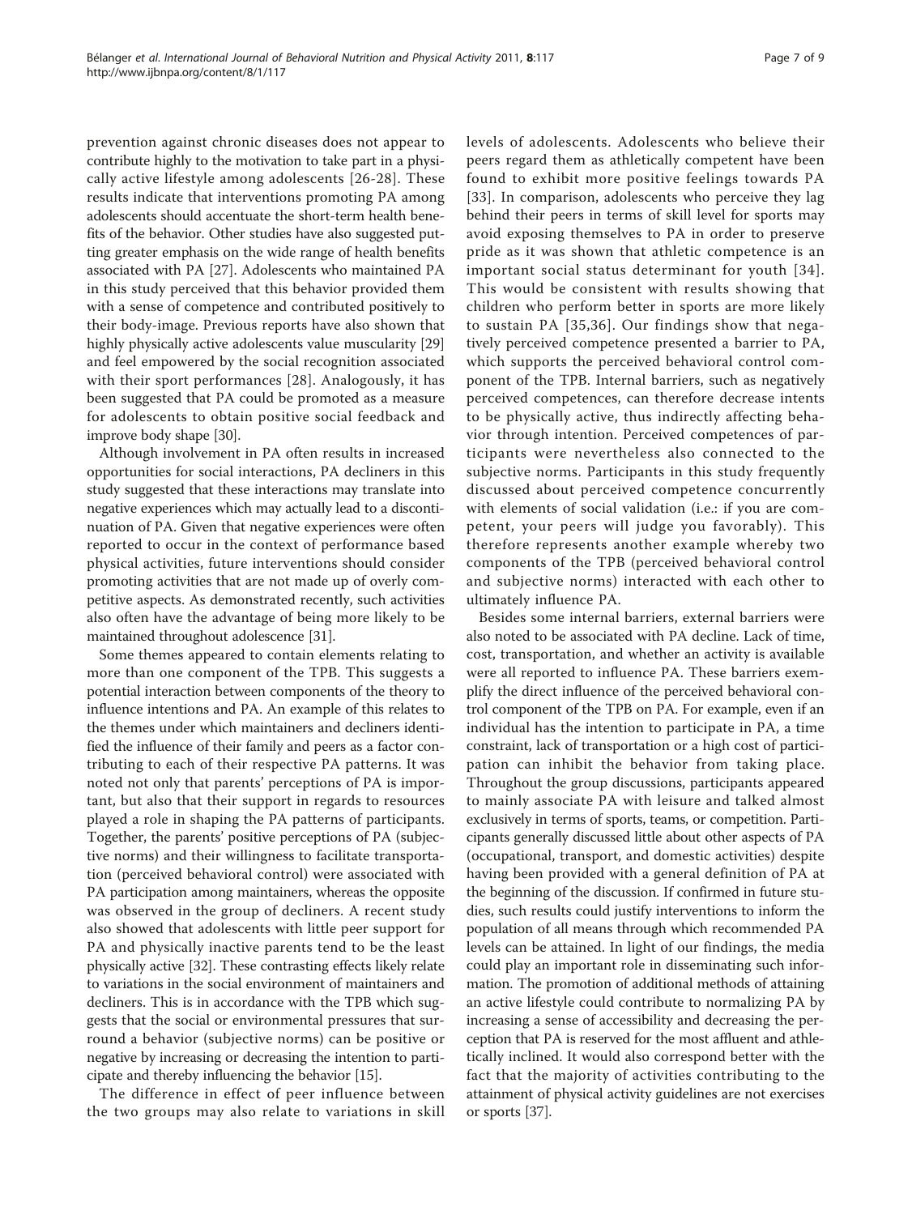prevention against chronic diseases does not appear to contribute highly to the motivation to take part in a physically active lifestyle among adolescents [26-28]. These results indicate that interventions promoting PA among adolescents should accentuate the short-term health benefits of the behavior. Other studies have also suggested putting greater emphasis on the wide range of health benefits associated with PA [27]. Adolescents who maintained PA in this study perceived that this behavior provided them with a sense of competence and contributed positively to their body-image. Previous reports have also shown that highly physically active adolescents value muscularity [29] and feel empowered by the social recognition associated with their sport performances [28]. Analogously, it has been suggested that PA could be promoted as a measure for adolescents to obtain positive social feedback and improve body shape [30].

Although involvement in PA often results in increased opportunities for social interactions, PA decliners in this study suggested that these interactions may translate into negative experiences which may actually lead to a discontinuation of PA. Given that negative experiences were often reported to occur in the context of performance based physical activities, future interventions should consider promoting activities that are not made up of overly competitive aspects. As demonstrated recently, such activities also often have the advantage of being more likely to be maintained throughout adolescence [31].

Some themes appeared to contain elements relating to more than one component of the TPB. This suggests a potential interaction between components of the theory to influence intentions and PA. An example of this relates to the themes under which maintainers and decliners identified the influence of their family and peers as a factor contributing to each of their respective PA patterns. It was noted not only that parents' perceptions of PA is important, but also that their support in regards to resources played a role in shaping the PA patterns of participants. Together, the parents' positive perceptions of PA (subjective norms) and their willingness to facilitate transportation (perceived behavioral control) were associated with PA participation among maintainers, whereas the opposite was observed in the group of decliners. A recent study also showed that adolescents with little peer support for PA and physically inactive parents tend to be the least physically active [32]. These contrasting effects likely relate to variations in the social environment of maintainers and decliners. This is in accordance with the TPB which suggests that the social or environmental pressures that surround a behavior (subjective norms) can be positive or negative by increasing or decreasing the intention to participate and thereby influencing the behavior [15].

The difference in effect of peer influence between the two groups may also relate to variations in skill levels of adolescents. Adolescents who believe their peers regard them as athletically competent have been found to exhibit more positive feelings towards PA [33]. In comparison, adolescents who perceive they lag behind their peers in terms of skill level for sports may avoid exposing themselves to PA in order to preserve pride as it was shown that athletic competence is an important social status determinant for youth [34]. This would be consistent with results showing that children who perform better in sports are more likely to sustain PA [35,36]. Our findings show that negatively perceived competence presented a barrier to PA, which supports the perceived behavioral control component of the TPB. Internal barriers, such as negatively perceived competences, can therefore decrease intents to be physically active, thus indirectly affecting behavior through intention. Perceived competences of participants were nevertheless also connected to the subjective norms. Participants in this study frequently discussed about perceived competence concurrently with elements of social validation (i.e.: if you are competent, your peers will judge you favorably). This therefore represents another example whereby two components of the TPB (perceived behavioral control and subjective norms) interacted with each other to ultimately influence PA.

Besides some internal barriers, external barriers were also noted to be associated with PA decline. Lack of time, cost, transportation, and whether an activity is available were all reported to influence PA. These barriers exemplify the direct influence of the perceived behavioral control component of the TPB on PA. For example, even if an individual has the intention to participate in PA, a time constraint, lack of transportation or a high cost of participation can inhibit the behavior from taking place. Throughout the group discussions, participants appeared to mainly associate PA with leisure and talked almost exclusively in terms of sports, teams, or competition. Participants generally discussed little about other aspects of PA (occupational, transport, and domestic activities) despite having been provided with a general definition of PA at the beginning of the discussion. If confirmed in future studies, such results could justify interventions to inform the population of all means through which recommended PA levels can be attained. In light of our findings, the media could play an important role in disseminating such information. The promotion of additional methods of attaining an active lifestyle could contribute to normalizing PA by increasing a sense of accessibility and decreasing the perception that PA is reserved for the most affluent and athletically inclined. It would also correspond better with the fact that the majority of activities contributing to the attainment of physical activity guidelines are not exercises or sports [37].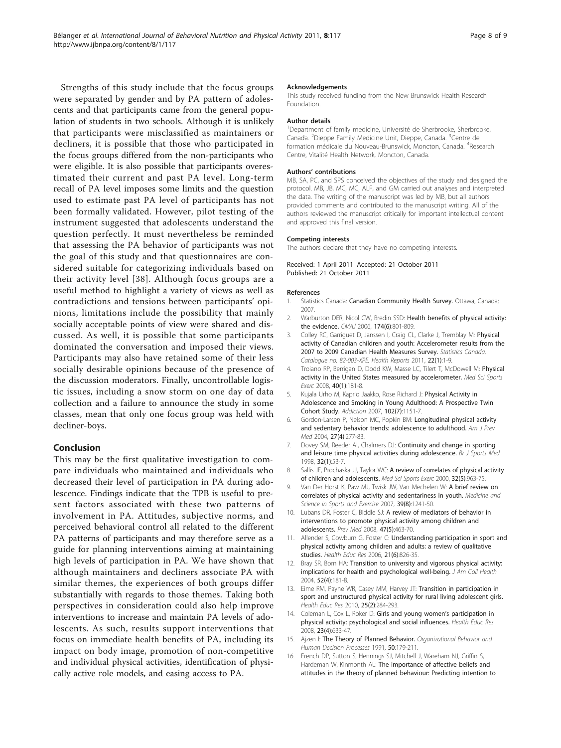Strengths of this study include that the focus groups were separated by gender and by PA pattern of adolescents and that participants came from the general population of students in two schools. Although it is unlikely that participants were misclassified as maintainers or decliners, it is possible that those who participated in the focus groups differed from the non-participants who were eligible. It is also possible that participants overestimated their current and past PA level. Long-term recall of PA level imposes some limits and the question used to estimate past PA level of participants has not been formally validated. However, pilot testing of the instrument suggested that adolescents understand the question perfectly. It must nevertheless be reminded that assessing the PA behavior of participants was not the goal of this study and that questionnaires are considered suitable for categorizing individuals based on their activity level [38]. Although focus groups are a useful method to highlight a variety of views as well as contradictions and tensions between participants' opinions, limitations include the possibility that mainly socially acceptable points of view were shared and discussed. As well, it is possible that some participants dominated the conversation and imposed their views. Participants may also have retained some of their less socially desirable opinions because of the presence of the discussion moderators. Finally, uncontrollable logistic issues, including a snow storm on one day of data collection and a failure to announce the study in some classes, mean that only one focus group was held with decliner-boys.

## Conclusion

This may be the first qualitative investigation to compare individuals who maintained and individuals who decreased their level of participation in PA during adolescence. Findings indicate that the TPB is useful to present factors associated with these two patterns of involvement in PA. Attitudes, subjective norms, and perceived behavioral control all related to the different PA patterns of participants and may therefore serve as a guide for planning interventions aiming at maintaining high levels of participation in PA. We have shown that although maintainers and decliners associate PA with similar themes, the experiences of both groups differ substantially with regards to those themes. Taking both perspectives in consideration could also help improve interventions to increase and maintain PA levels of adolescents. As such, results support interventions that focus on immediate health benefits of PA, including its impact on body image, promotion of non-competitive and individual physical activities, identification of physically active role models, and easing access to PA.

#### Acknowledgements

This study received funding from the New Brunswick Health Research Foundation.

#### Author details

[1]Department of family medicine, Université de Sherbrooke, Sherbrooke, Canada. [2]Dieppe Family Medicine Unit, Dieppe, Canada. [3]Centre de formation médicale du Nouveau-Brunswick, Moncton, Canada. [4]Research Centre, Vitalité Health Network, Moncton, Canada.

#### Authors' contributions

MB, SA, PC, and SPS conceived the objectives of the study and designed the protocol. MB, JB, MC, MC, ALF, and GM carried out analyses and interpreted the data. The writing of the manuscript was led by MB, but all authors provided comments and contributed to the manuscript writing. All of the authors reviewed the manuscript critically for important intellectual content and approved this final version.

#### Competing interests

The authors declare that they have no competing interests.

Received: 1 April 2011 Accepted: 21 October 2011
Published: 21 October 2011

#### References

1. Statistics Canada: **Canadian Community Health Survey.** Ottawa, Canada; 2007.
2. Warburton DER, Nicol CW, Bredin SSD: **Health benefits of physical activity: the evidence.** *CMAJ* 2006, **174(6)**:801-809.
3. Colley RC, Garriguet D, Janssen I, Craig CL, Clarke J, Tremblay M: **Physical activity of Canadian children and youth: Accelerometer results from the 2007 to 2009 Canadian Health Measures Survey.** *Statistics Canada, Catalogue no. 82-003-XPE. Health Reports* 2011, **22(1)**:1-9.
4. Troiano RP, Berrigan D, Dodd KW, Masse LC, Tilert T, McDowell M: **Physical activity in the United States measured by accelerometer.** *Med Sci Sports Exerc* 2008, **40(1)**:181-8.
5. Kujala Urho M, Kaprio Jaakko, Rose Richard J: **Physical Activity in Adolescence and Smoking in Young Adulthood: A Prospective Twin Cohort Study.** *Addiction* 2007, **102(7)**:1151-7.
6. Gordon-Larsen P, Nelson MC, Popkin BM: **Longitudinal physical activity and sedentary behavior trends: adolescence to adulthood.** *Am J Prev Med* 2004, **27(4)**:277-83.
7. Dovey SM, Reeder AI, Chalmers DJ: **Continuity and change in sporting and leisure time physical activities during adolescence.** *Br J Sports Med* 1998, **32(1)**:53-7.
8. Sallis JF, Prochaska JJ, Taylor WC: **A review of correlates of physical activity of children and adolescents.** *Med Sci Sports Exerc* 2000, **32(5)**:963-75.
9. Van Der Horst K, Paw MJ, Twisk JW, Van Mechelen W: **A brief review on correlates of physical activity and sedentariness in youth.** *Medicine and Science in Sports and Exercise* 2007, **39(8)**:1241-50.
10. Lubans DR, Foster C, Biddle SJ: **A review of mediators of behavior in interventions to promote physical activity among children and adolescents.** *Prev Med* 2008, **47(5)**:463-70.
11. Allender S, Cowburn G, Foster C: **Understanding participation in sport and physical activity among children and adults: a review of qualitative studies.** *Health Educ Res* 2006, **21(6)**:826-35.
12. Bray SR, Born HA: **Transition to university and vigorous physical activity: implications for health and psychological well-being.** *J Am Coll Health* 2004, **52(4)**:181-8.
13. Eime RM, Payne WR, Casey MM, Harvey JT: **Transition in participation in sport and unstructured physical activity for rural living adolescent girls.** *Health Educ Res* 2010, **25(2)**:284-293.
14. Coleman L, Cox L, Roker D: **Girls and young women's participation in physical activity: psychological and social influences.** *Health Educ Res* 2008, **23(4)**:633-47.
15. Ajzen I: **The Theory of Planned Behavior.** *Organizational Behavior and Human Decision Processes* 1991, **50**:179-211.
16. French DP, Sutton S, Hennings SJ, Mitchell J, Wareham NJ, Griffin S, Hardeman W, Kinmonth AL: **The importance of affective beliefs and attitudes in the theory of planned behaviour: Predicting intention to**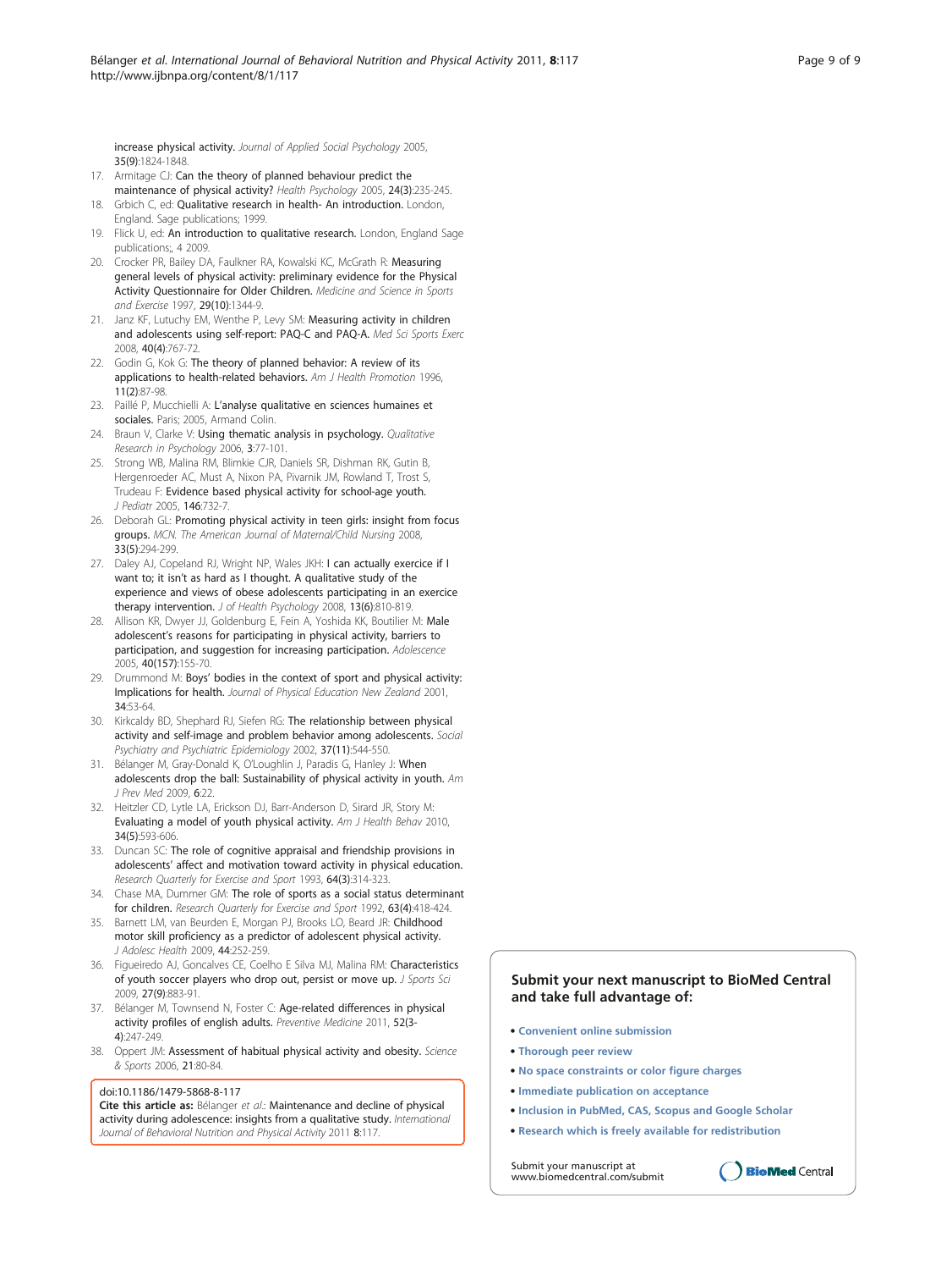increase physical activity. *Journal of Applied Social Psychology* 2005, **35(9)**:1824-1848.

17. Armitage CJ: **Can the theory of planned behaviour predict the maintenance of physical activity?** *Health Psychology* 2005, **24(3)**:235-245.
18. Grbich C, ed: **Qualitative research in health- An introduction.** London, England. Sage publications; 1999.
19. Flick U, ed: **An introduction to qualitative research.** London, England Sage publications;, 4 2009.
20. Crocker PR, Bailey DA, Faulkner RA, Kowalski KC, McGrath R: **Measuring general levels of physical activity: preliminary evidence for the Physical Activity Questionnaire for Older Children.** *Medicine and Science in Sports and Exercise* 1997, **29(10)**:1344-9.
21. Janz KF, Lutuchy EM, Wenthe P, Levy SM: **Measuring activity in children and adolescents using self-report: PAQ-C and PAQ-A.** *Med Sci Sports Exerc* 2008, **40(4)**:767-72.
22. Godin G, Kok G: **The theory of planned behavior: A review of its applications to health-related behaviors.** *Am J Health Promotion* 1996, **11(2)**:87-98.
23. Paillé P, Mucchielli A: **L'analyse qualitative en sciences humaines et sociales.** Paris; 2005, Armand Colin.
24. Braun V, Clarke V: **Using thematic analysis in psychology.** *Qualitative Research in Psychology* 2006, **3**:77-101.
25. Strong WB, Malina RM, Blimkie CJR, Daniels SR, Dishman RK, Gutin B, Hergenroeder AC, Must A, Nixon PA, Pivarnik JM, Rowland T, Trost S, Trudeau F: **Evidence based physical activity for school-age youth.** *J Pediatr* 2005, **146**:732-7.
26. Deborah GL: **Promoting physical activity in teen girls: insight from focus groups.** *MCN. The American Journal of Maternal/Child Nursing* 2008, **33(5)**:294-299.
27. Daley AJ, Copeland RJ, Wright NP, Wales JKH: **I can actually exercice if I want to; it isn't as hard as I thought. A qualitative study of the experience and views of obese adolescents participating in an exercice therapy intervention.** *J of Health Psychology* 2008, **13(6)**:810-819.
28. Allison KR, Dwyer JJ, Goldenburg E, Fein A, Yoshida KK, Boutilier M: **Male adolescent's reasons for participating in physical activity, barriers to participation, and suggestion for increasing participation.** *Adolescence* 2005, **40(157)**:155-70.
29. Drummond M: **Boys' bodies in the context of sport and physical activity: Implications for health.** *Journal of Physical Education New Zealand* 2001, **34**:53-64.
30. Kirkcaldy BD, Shephard RJ, Siefen RG: **The relationship between physical activity and self-image and problem behavior among adolescents.** *Social Psychiatry and Psychiatric Epidemiology* 2002, **37(11)**:544-550.
31. Bélanger M, Gray-Donald K, O'Loughlin J, Paradis G, Hanley J: **When adolescents drop the ball: Sustainability of physical activity in youth.** *Am J Prev Med* 2009, **6**:22.
32. Heitzler CD, Lytle LA, Erickson DJ, Barr-Anderson D, Sirard JR, Story M: **Evaluating a model of youth physical activity.** *Am J Health Behav* 2010, **34(5)**:593-606.
33. Duncan SC: **The role of cognitive appraisal and friendship provisions in adolescents' affect and motivation toward activity in physical education.** *Research Quarterly for Exercise and Sport* 1993, **64(3)**:314-323.
34. Chase MA, Dummer GM: **The role of sports as a social status determinant for children.** *Research Quarterly for Exercise and Sport* 1992, **63(4)**:418-424.
35. Barnett LM, van Beurden E, Morgan PJ, Brooks LO, Beard JR: **Childhood motor skill proficiency as a predictor of adolescent physical activity.** *J Adolesc Health* 2009, **44**:252-259.
36. Figueiredo AJ, Goncalves CE, Coelho E Silva MJ, Malina RM: **Characteristics of youth soccer players who drop out, persist or move up.** *J Sports Sci* 2009, **27(9)**:883-91.
37. Bélanger M, Townsend N, Foster C: **Age-related differences in physical activity profiles of english adults.** *Preventive Medicine* 2011, **52(3-4)**:247-249.
38. Oppert JM: **Assessment of habitual physical activity and obesity.** *Science & Sports* 2006, **21**:80-84.

doi:10.1186/1479-5868-8-117

**Cite this article as:** Bélanger *et al.*: Maintenance and decline of physical activity during adolescence: insights from a qualitative study. *International Journal of Behavioral Nutrition and Physical Activity* 2011 **8**:117.

**Submit your next manuscript to BioMed Central and take full advantage of:**

- Convenient online submission
- Thorough peer review
- No space constraints or color figure charges
- Immediate publication on acceptance
- Inclusion in PubMed, CAS, Scopus and Google Scholar
- Research which is freely available for redistribution

Submit your manuscript at www.biomedcentral.com/submit

BioMed Central